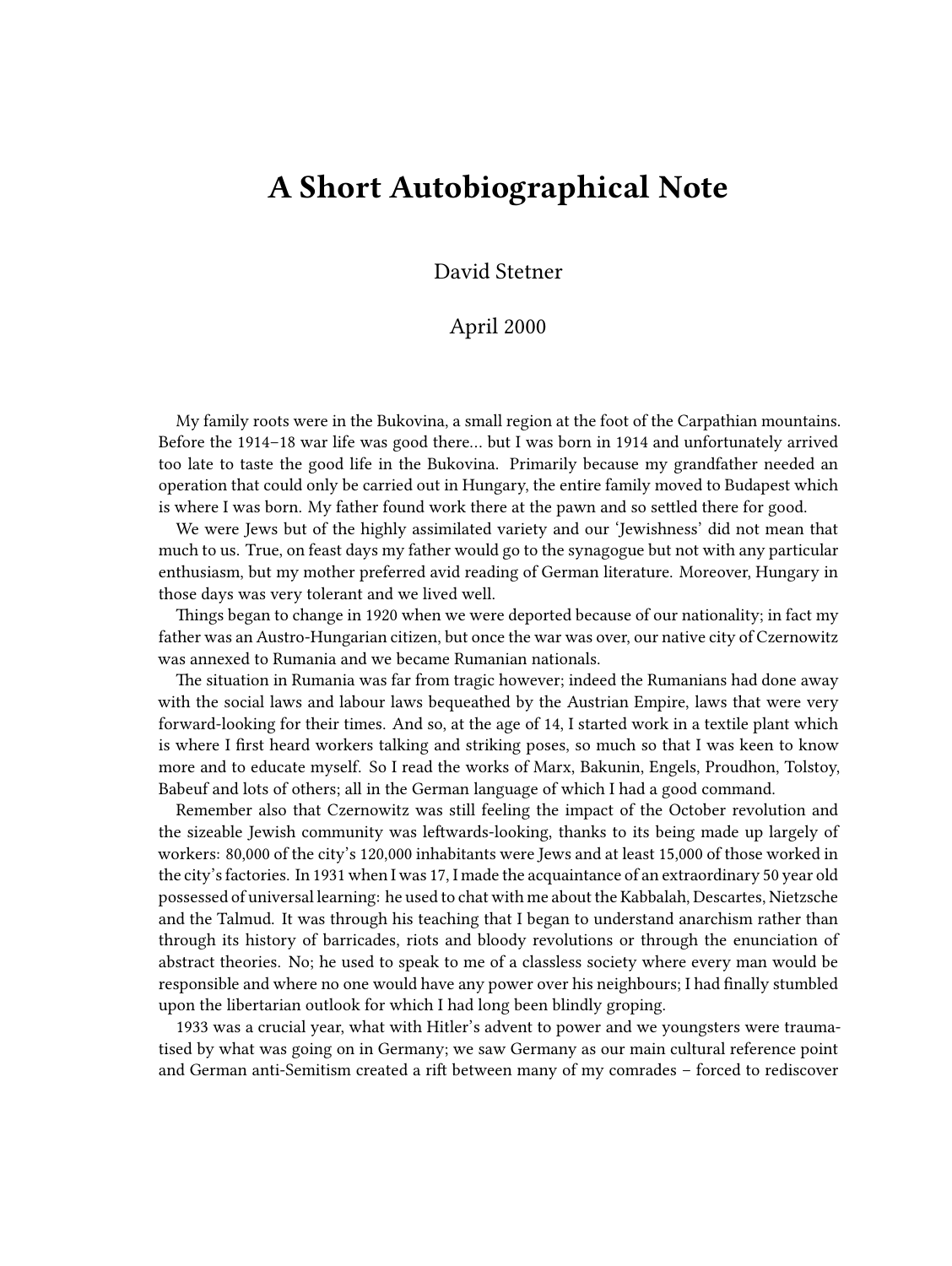# A Short Autobiographical Note

David Stetner

April 2000

My family roots were in the Bukovina, a small region at the foot of the Carpathian mountains. Before the 1914–18 war life was good there… but I was born in 1914 and unfortunately arrived too late to taste the good life in the Bukovina. Primarily because my grandfather needed an operation that could only be carried out in Hungary, the entire family moved to Budapest which is where I was born. My father found work there at the pawn and so settled there for good.

We were Jews but of the highly assimilated variety and our 'Jewishness' did not mean that much to us. True, on feast days my father would go to the synagogue but not with any particular enthusiasm, but my mother preferred avid reading of German literature. Moreover, Hungary in those days was very tolerant and we lived well.

Things began to change in 1920 when we were deported because of our nationality; in fact my father was an Austro-Hungarian citizen, but once the war was over, our native city of Czernowitz was annexed to Rumania and we became Rumanian nationals.

The situation in Rumania was far from tragic however; indeed the Rumanians had done away with the social laws and labour laws bequeathed by the Austrian Empire, laws that were very forward-looking for their times. And so, at the age of 14, I started work in a textile plant which is where I first heard workers talking and striking poses, so much so that I was keen to know more and to educate myself. So I read the works of Marx, Bakunin, Engels, Proudhon, Tolstoy, Babeuf and lots of others; all in the German language of which I had a good command.

Remember also that Czernowitz was still feeling the impact of the October revolution and the sizeable Jewish community was leftwards-looking, thanks to its being made up largely of workers: 80,000 of the city's 120,000 inhabitants were Jews and at least 15,000 of those worked in the city's factories. In 1931 when I was 17, I made the acquaintance of an extraordinary 50 year old possessed of universal learning: he used to chat with me about the Kabbalah, Descartes, Nietzsche and the Talmud. It was through his teaching that I began to understand anarchism rather than through its history of barricades, riots and bloody revolutions or through the enunciation of abstract theories. No; he used to speak to me of a classless society where every man would be responsible and where no one would have any power over his neighbours; I had finally stumbled upon the libertarian outlook for which I had long been blindly groping.

1933 was a crucial year, what with Hitler's advent to power and we youngsters were traumatised by what was going on in Germany; we saw Germany as our main cultural reference point and German anti-Semitism created a rift between many of my comrades – forced to rediscover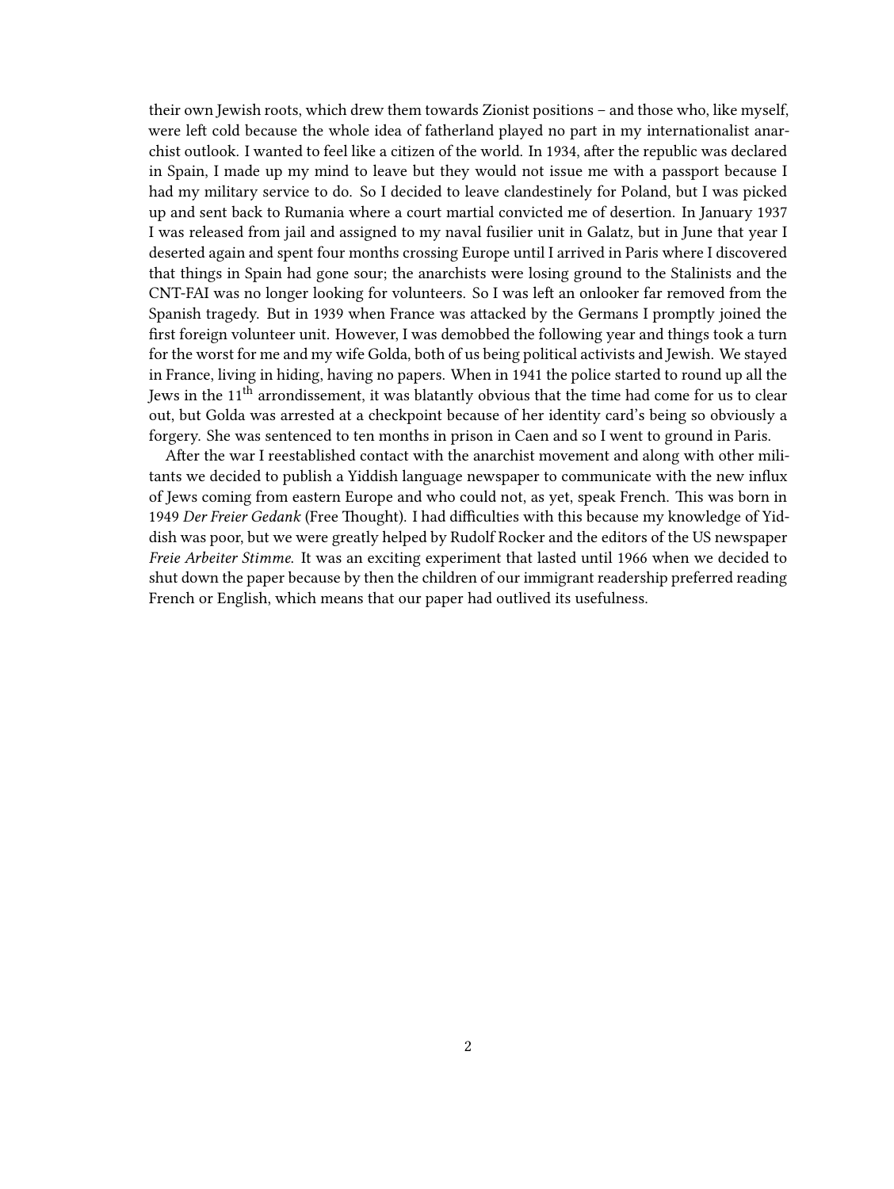their own Jewish roots, which drew them towards Zionist positions – and those who, like myself, were left cold because the whole idea of fatherland played no part in my internationalist anarchist outlook. I wanted to feel like a citizen of the world. In 1934, after the republic was declared in Spain, I made up my mind to leave but they would not issue me with a passport because I had my military service to do. So I decided to leave clandestinely for Poland, but I was picked up and sent back to Rumania where a court martial convicted me of desertion. In January 1937 I was released from jail and assigned to my naval fusilier unit in Galatz, but in June that year I deserted again and spent four months crossing Europe until I arrived in Paris where I discovered that things in Spain had gone sour; the anarchists were losing ground to the Stalinists and the CNT-FAI was no longer looking for volunteers. So I was left an onlooker far removed from the Spanish tragedy. But in 1939 when France was attacked by the Germans I promptly joined the first foreign volunteer unit. However, I was demobbed the following year and things took a turn for the worst for me and my wife Golda, both of us being political activists and Jewish. We stayed in France, living in hiding, having no papers. When in 1941 the police started to round up all the Jews in the 11th arrondissement, it was blatantly obvious that the time had come for us to clear out, but Golda was arrested at a checkpoint because of her identity card's being so obviously a forgery. She was sentenced to ten months in prison in Caen and so I went to ground in Paris.

After the war I reestablished contact with the anarchist movement and along with other militants we decided to publish a Yiddish language newspaper to communicate with the new influx of Jews coming from eastern Europe and who could not, as yet, speak French. This was born in 1949 *Der Freier Gedank* (Free Thought). I had difficulties with this because my knowledge of Yiddish was poor, but we were greatly helped by Rudolf Rocker and the editors of the US newspaper *Freie Arbeiter Stimme*. It was an exciting experiment that lasted until 1966 when we decided to shut down the paper because by then the children of our immigrant readership preferred reading French or English, which means that our paper had outlived its usefulness.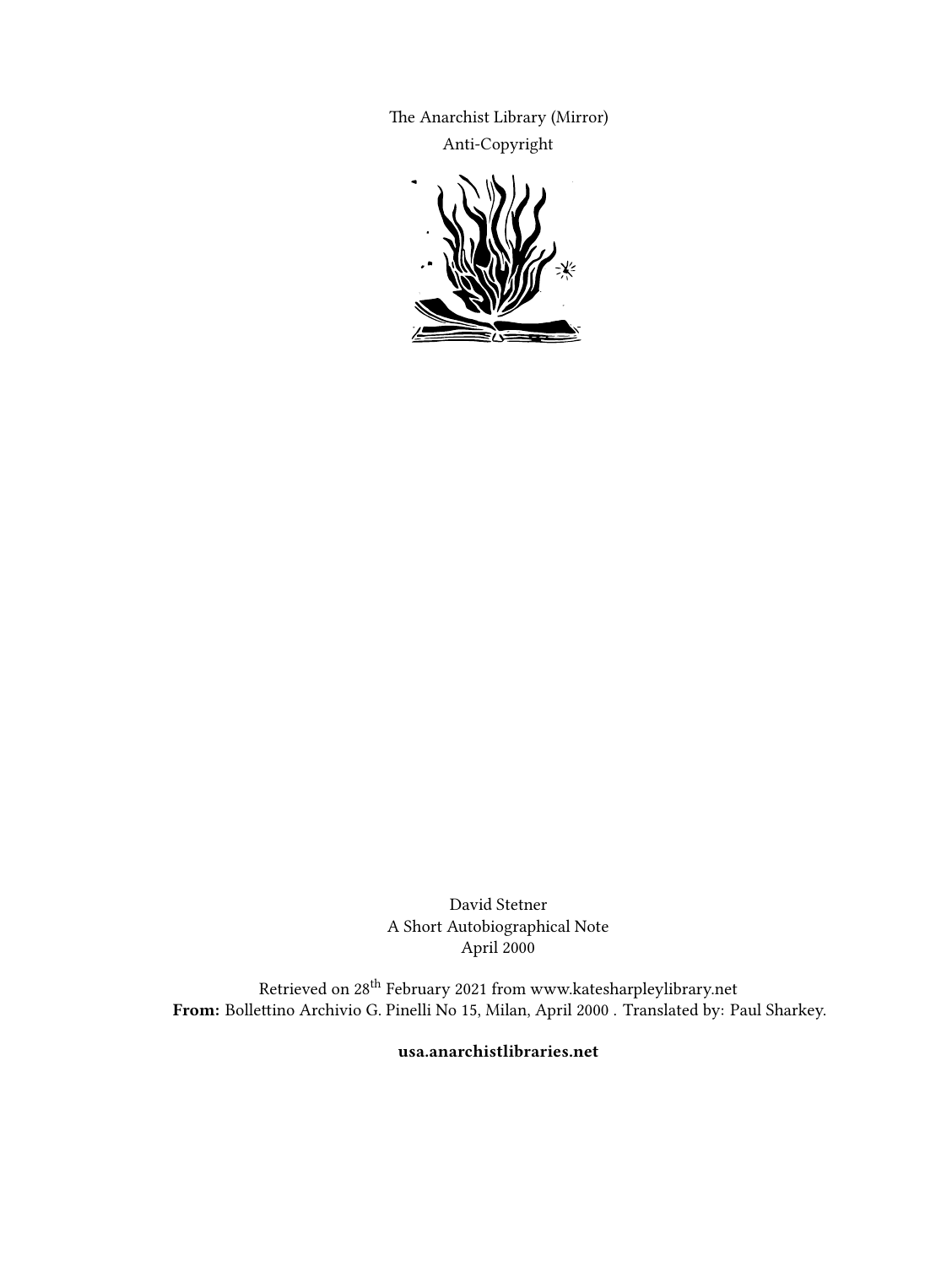The Anarchist Library (Mirror)

Anti-Copyright

David Stetner

A Short Autobiographical Note

April 2000

Retrieved on 28th February 2021 from www.katesharpleylibrary.net

**From:** Bollettino Archivio G. Pinelli No 15, Milan, April 2000 . Translated by: Paul Sharkey.

**usa.anarchistlibraries.net**